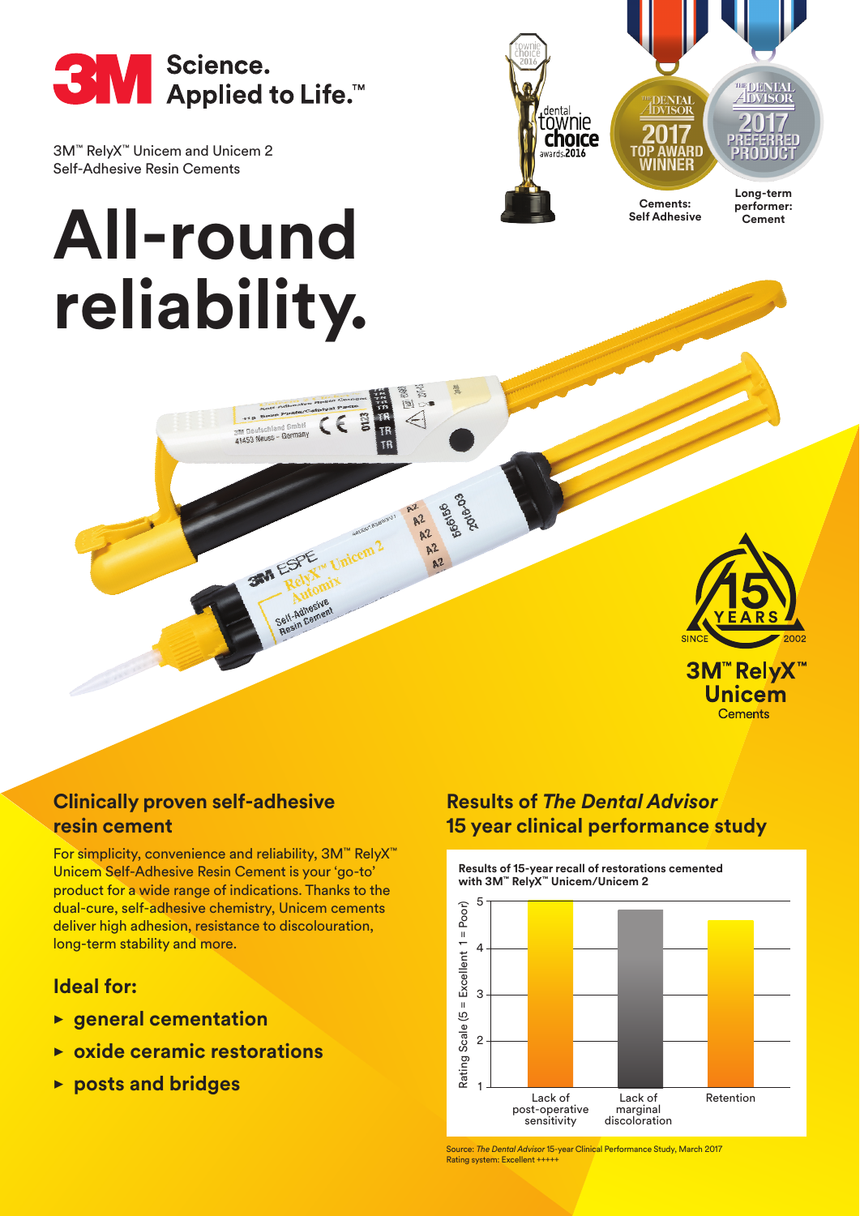3M Science. Applied to Life.™

3M™ RelyX™ Unicem and Unicem 2 Self-Adhesive Resin Cements

# All-round reliability.

dental townie choice awards 2016

THE DENTAL ADVISOR 2017 TOP AWARD WINNER
Cements: Self Adhesive

THE DENTAL ADVISOR 2017 PREFERRED PRODUCT
Long-term performer: Cement

15 YEARS SINCE 2002
3M™ RelyX™ Unicem Cements

## Clinically proven self-adhesive resin cement

For simplicity, convenience and reliability, 3M™ RelyX™ Unicem Self-Adhesive Resin Cement is your 'go-to' product for a wide range of indications. Thanks to the dual-cure, self-adhesive chemistry, Unicem cements deliver high adhesion, resistance to discolouration, long-term stability and more.

## Ideal for:

- **general cementation**
- **oxide ceramic restorations**
- **posts and bridges**

## Results of *The Dental Advisor* 15 year clinical performance study

**Results of 15-year recall of restorations cemented with 3M™ RelyX™ Unicem/Unicem 2**

Rating Scale (5 = Excellent 1 = Poor)

| Category | Rating (approx.) |
|---|---|
| Lack of post-operative sensitivity | 5 |
| Lack of marginal discoloration | 4.8 |
| Retention | 4.6 |

Source: *The Dental Advisor* 15-year Clinical Performance Study, March 2017
Rating system: Excellent +++++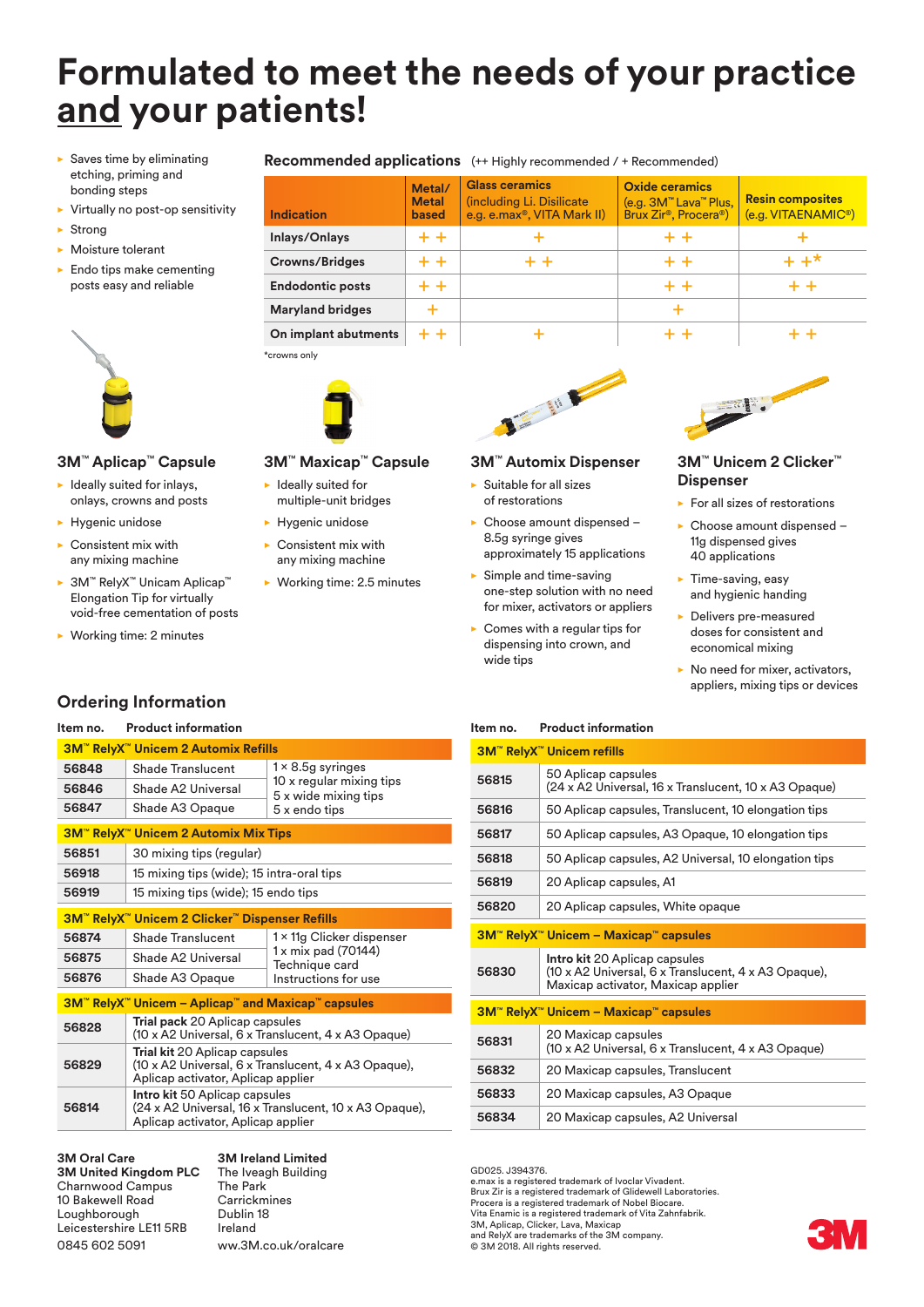# Formulated to meet the needs of your practice and your patients!

- Saves time by eliminating etching, priming and bonding steps
- Virtually no post-op sensitivity
- Strong
- Moisture tolerant
- Endo tips make cementing posts easy and reliable

## Recommended applications

(++ Highly recommended / + Recommended)

| Indication | Metal/ Metal based | Glass ceramics (including Li. Disilicate e.g. e.max®, VITA Mark II) | Oxide ceramics (e.g. 3M™ Lava™ Plus, Brux Zir®, Procera®) | Resin composites (e.g. VITAENAMIC®) |
|---|---|---|---|---|
| Inlays/Onlays | + + | + | + + | + |
| Crowns/Bridges | + + | + + | + + | + +* |
| Endodontic posts | + + | | + + | + + |
| Maryland bridges | + | | + | |
| On implant abutments | + + | + | + + | + + |

*crowns only

### 3M™ Aplicap™ Capsule

- Ideally suited for inlays, onlays, crowns and posts
- Hygenic unidose
- Consistent mix with any mixing machine
- 3M™ RelyX™ Unicam Aplicap™ Elongation Tip for virtually void-free cementation of posts
- Working time: 2 minutes

### 3M™ Maxicap™ Capsule

- Ideally suited for multiple-unit bridges
- Hygenic unidose
- Consistent mix with any mixing machine
- Working time: 2.5 minutes

### 3M™ Automix Dispenser

- Suitable for all sizes of restorations
- Choose amount dispensed – 8.5g syringe gives approximately 15 applications
- Simple and time-saving one-step solution with no need for mixer, activators or appliers
- Comes with a regular tips for dispensing into crown, and wide tips

### 3M™ Unicem 2 Clicker™ Dispenser

- For all sizes of restorations
- Choose amount dispensed – 11g syringe gives 40 applications
- Time-saving, easy and hygienic handing
- Delivers pre-measured doses for consistent and economical mixing
- No need for mixer, activators, appliers, mixing tips or devices

## Ordering Information

| Item no. | Product information | |
|---|---|---|
| **3M™ RelyX™ Unicem 2 Automix Refills** | | |
| 56848 | Shade Translucent | 1 × 8.5g syringes<br>10 x regular mixing tips<br>5 x wide mixing tips<br>5 x endo tips |
| 56846 | Shade A2 Universal | |
| 56847 | Shade A3 Opaque | |
| **3M™ RelyX™ Unicem 2 Automix Mix Tips** | | |
| 56851 | 30 mixing tips (regular) | |
| 56918 | 15 mixing tips (wide); 15 intra-oral tips | |
| 56919 | 15 mixing tips (wide); 15 endo tips | |
| **3M™ RelyX™ Unicem 2 Clicker™ Dispenser Refills** | | |
| 56874 | Shade Translucent | 1 × 11g Clicker dispenser<br>1 x mix pad (70144)<br>Technique card<br>Instructions for use |
| 56875 | Shade A2 Universal | |
| 56876 | Shade A3 Opaque | |
| **3M™ RelyX™ Unicem – Aplicap™ and Maxicap™ capsules** | | |
| 56828 | **Trial pack** 20 Aplicap capsules (10 x A2 Universal, 6 x Translucent, 4 x A3 Opaque) | |
| 56829 | **Trial kit** 20 Aplicap capsules (10 x A2 Universal, 6 x Translucent, 4 x A3 Opaque), Aplicap activator, Aplicap applier | |
| 56814 | **Intro kit** 50 Aplicap capsules (24 x A2 Universal, 16 x Translucent, 10 x A3 Opaque), Aplicap activator, Aplicap applier | |

| Item no. | Product information |
|---|---|
| **3M™ RelyX™ Unicem refills** | |
| 56815 | 50 Aplicap capsules (24 x A2 Universal, 16 x Translucent, 10 x A3 Opaque) |
| 56816 | 50 Aplicap capsules, Translucent, 10 elongation tips |
| 56817 | 50 Aplicap capsules, A3 Opaque, 10 elongation tips |
| 56818 | 50 Aplicap capsules, A2 Universal, 10 elongation tips |
| 56819 | 20 Aplicap capsules, A1 |
| 56820 | 20 Aplicap capsules, White opaque |
| **3M™ RelyX™ Unicem – Maxicap™ capsules** | |
| 56830 | **Intro kit** 20 Aplicap capsules (10 x A2 Universal, 6 x Translucent, 4 x A3 Opaque), Maxicap activator, Maxicap applier |
| **3M™ RelyX™ Unicem – Maxicap™ capsules** | |
| 56831 | 20 Maxicap capsules (10 x A2 Universal, 6 x Translucent, 4 x A3 Opaque) |
| 56832 | 20 Maxicap capsules, Translucent |
| 56833 | 20 Maxicap capsules, A3 Opaque |
| 56834 | 20 Maxicap capsules, A2 Universal |

**3M Oral Care**
**3M United Kingdom PLC**
Charnwood Campus
10 Bakewell Road
Loughborough
Leicestershire LE11 5RB
0845 602 5091

**3M Ireland Limited**
The Iveagh Building
The Park
Carrickmines
Dublin 18
Ireland
ww.3M.co.uk/oralcare

GD025. J394376.
e.max is a registered trademark of Ivoclar Vivadent.
Brux Zir is a registered trademark of Glidewell Laboratories.
Procera is a registered trademark of Nobel Biocare.
Vita Enamic is a registered trademark of Vita Zahnfabrik.
3M, Aplicap, Clicker, Lava, Maxicap
and RelyX are trademarks of the 3M company.
© 3M 2018. All rights reserved.

3M